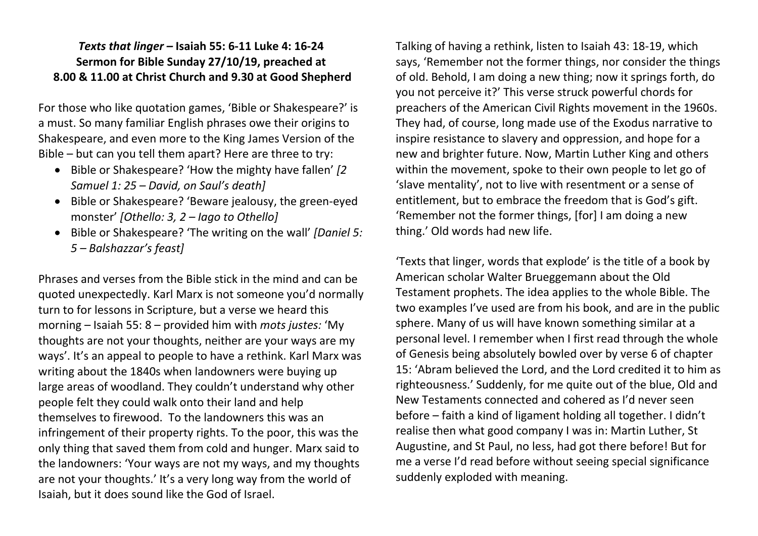# *Texts that linger* – Isaiah 55: 6-11 Luke 4: 16-24
## Sermon for Bible Sunday 27/10/19, preached at 8.00 & 11.00 at Christ Church and 9.30 at Good Shepherd

For those who like quotation games, 'Bible or Shakespeare?' is a must. So many familiar English phrases owe their origins to Shakespeare, and even more to the King James Version of the Bible – but can you tell them apart? Here are three to try:

- Bible or Shakespeare? 'How the mighty have fallen' *[2 Samuel 1: 25 – David, on Saul's death]*
- Bible or Shakespeare? 'Beware jealousy, the green-eyed monster' *[Othello: 3, 2 – Iago to Othello]*
- Bible or Shakespeare? 'The writing on the wall' *[Daniel 5: 5 – Balshazzar's feast]*

Phrases and verses from the Bible stick in the mind and can be quoted unexpectedly. Karl Marx is not someone you'd normally turn to for lessons in Scripture, but a verse we heard this morning – Isaiah 55: 8 – provided him with *mots justes:* 'My thoughts are not your thoughts, neither are your ways are my ways'. It's an appeal to people to have a rethink. Karl Marx was writing about the 1840s when landowners were buying up large areas of woodland. They couldn't understand why other people felt they could walk onto their land and help themselves to firewood. To the landowners this was an infringement of their property rights. To the poor, this was the only thing that saved them from cold and hunger. Marx said to the landowners: 'Your ways are not my ways, and my thoughts are not your thoughts.' It's a very long way from the world of Isaiah, but it does sound like the God of Israel.

Talking of having a rethink, listen to Isaiah 43: 18-19, which says, 'Remember not the former things, nor consider the things of old. Behold, I am doing a new thing; now it springs forth, do you not perceive it?' This verse struck powerful chords for preachers of the American Civil Rights movement in the 1960s. They had, of course, long made use of the Exodus narrative to inspire resistance to slavery and oppression, and hope for a new and brighter future. Now, Martin Luther King and others within the movement, spoke to their own people to let go of 'slave mentality', not to live with resentment or a sense of entitlement, but to embrace the freedom that is God's gift. 'Remember not the former things, [for] I am doing a new thing.' Old words had new life.

'Texts that linger, words that explode' is the title of a book by American scholar Walter Brueggemann about the Old Testament prophets. The idea applies to the whole Bible. The two examples I've used are from his book, and are in the public sphere. Many of us will have known something similar at a personal level. I remember when I first read through the whole of Genesis being absolutely bowled over by verse 6 of chapter 15: 'Abram believed the Lord, and the Lord credited it to him as righteousness.' Suddenly, for me quite out of the blue, Old and New Testaments connected and cohered as I'd never seen before – faith a kind of ligament holding all together. I didn't realise then what good company I was in: Martin Luther, St Augustine, and St Paul, no less, had got there before! But for me a verse I'd read before without seeing special significance suddenly exploded with meaning.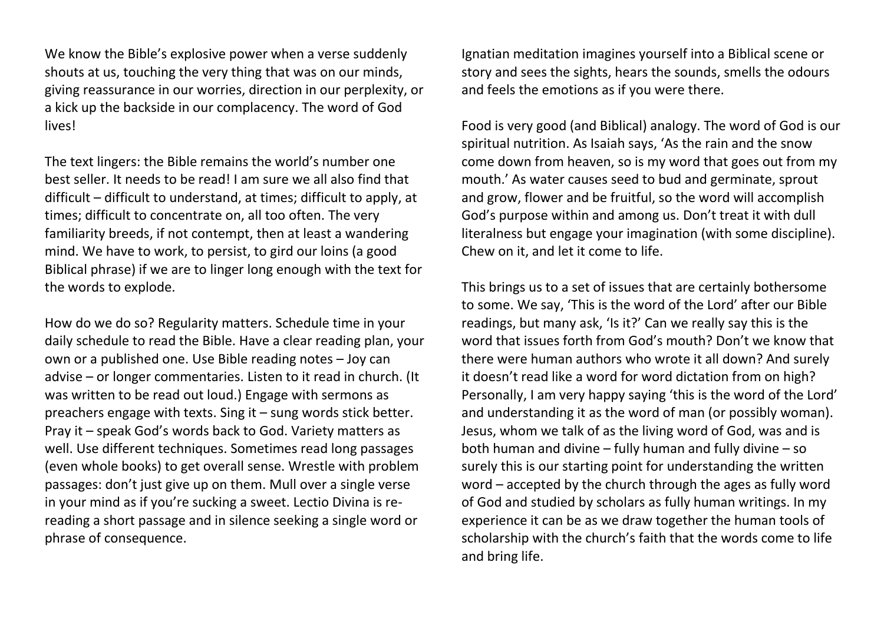We know the Bible's explosive power when a verse suddenly shouts at us, touching the very thing that was on our minds, giving reassurance in our worries, direction in our perplexity, or a kick up the backside in our complacency. The word of God lives!

The text lingers: the Bible remains the world's number one best seller. It needs to be read! I am sure we all also find that difficult – difficult to understand, at times; difficult to apply, at times; difficult to concentrate on, all too often. The very familiarity breeds, if not contempt, then at least a wandering mind. We have to work, to persist, to gird our loins (a good Biblical phrase) if we are to linger long enough with the text for the words to explode.

How do we do so? Regularity matters. Schedule time in your daily schedule to read the Bible. Have a clear reading plan, your own or a published one. Use Bible reading notes – Joy can advise – or longer commentaries. Listen to it read in church. (It was written to be read out loud.) Engage with sermons as preachers engage with texts. Sing it – sung words stick better. Pray it – speak God's words back to God. Variety matters as well. Use different techniques. Sometimes read long passages (even whole books) to get overall sense. Wrestle with problem passages: don't just give up on them. Mull over a single verse in your mind as if you're sucking a sweet. Lectio Divina is re-reading a short passage and in silence seeking a single word or phrase of consequence.

Ignatian meditation imagines yourself into a Biblical scene or story and sees the sights, hears the sounds, smells the odours and feels the emotions as if you were there.

Food is very good (and Biblical) analogy. The word of God is our spiritual nutrition. As Isaiah says, 'As the rain and the snow come down from heaven, so is my word that goes out from my mouth.' As water causes seed to bud and germinate, sprout and grow, flower and be fruitful, so the word will accomplish God's purpose within and among us. Don't treat it with dull literalness but engage your imagination (with some discipline). Chew on it, and let it come to life.

This brings us to a set of issues that are certainly bothersome to some. We say, 'This is the word of the Lord' after our Bible readings, but many ask, 'Is it?' Can we really say this is the word that issues forth from God's mouth? Don't we know that there were human authors who wrote it all down? And surely it doesn't read like a word for word dictation from on high? Personally, I am very happy saying 'this is the word of the Lord' and understanding it as the word of man (or possibly woman). Jesus, whom we talk of as the living word of God, was and is both human and divine – fully human and fully divine – so surely this is our starting point for understanding the written word – accepted by the church through the ages as fully word of God and studied by scholars as fully human writings. In my experience it can be as we draw together the human tools of scholarship with the church's faith that the words come to life and bring life.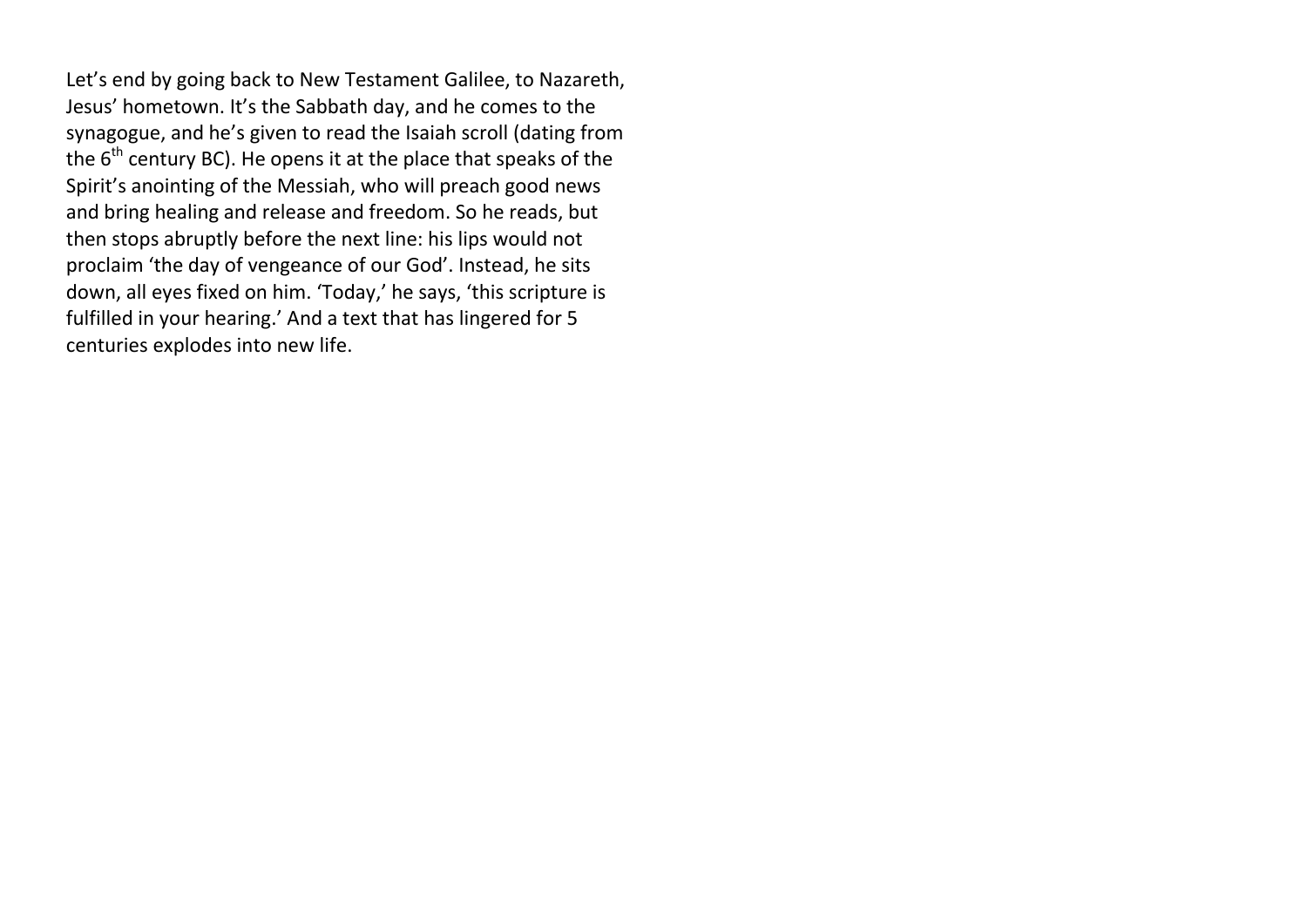Let's end by going back to New Testament Galilee, to Nazareth, Jesus' hometown. It's the Sabbath day, and he comes to the synagogue, and he's given to read the Isaiah scroll (dating from the 6th century BC). He opens it at the place that speaks of the Spirit's anointing of the Messiah, who will preach good news and bring healing and release and freedom. So he reads, but then stops abruptly before the next line: his lips would not proclaim 'the day of vengeance of our God'. Instead, he sits down, all eyes fixed on him. 'Today,' he says, 'this scripture is fulfilled in your hearing.' And a text that has lingered for 5 centuries explodes into new life.